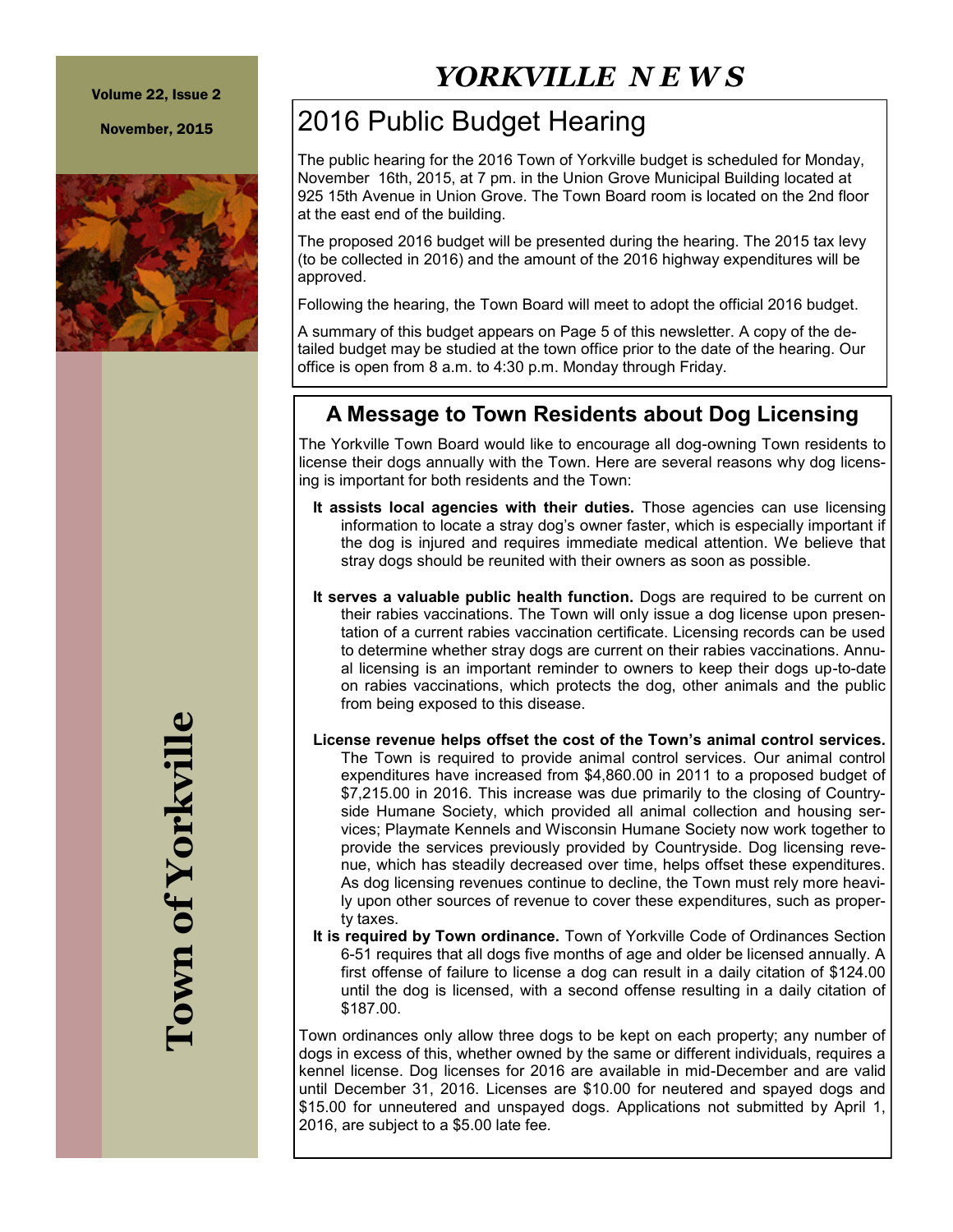# YORKVILLE NEWS

Volume 22, Issue 2

November, 2015

Town of Yorkville

## 2016 Public Budget Hearing

The public hearing for the 2016 Town of Yorkville budget is scheduled for Monday, November 16th, 2015, at 7 pm. in the Union Grove Municipal Building located at 925 15th Avenue in Union Grove. The Town Board room is located on the 2nd floor at the east end of the building.

The proposed 2016 budget will be presented during the hearing. The 2015 tax levy (to be collected in 2016) and the amount of the 2016 highway expenditures will be approved.

Following the hearing, the Town Board will meet to adopt the official 2016 budget.

A summary of this budget appears on Page 5 of this newsletter. A copy of the detailed budget may be studied at the town office prior to the date of the hearing. Our office is open from 8 a.m. to 4:30 p.m. Monday through Friday.

## A Message to Town Residents about Dog Licensing

The Yorkville Town Board would like to encourage all dog-owning Town residents to license their dogs annually with the Town. Here are several reasons why dog licensing is important for both residents and the Town:

**It assists local agencies with their duties.** Those agencies can use licensing information to locate a stray dog's owner faster, which is especially important if the dog is injured and requires immediate medical attention. We believe that stray dogs should be reunited with their owners as soon as possible.

**It serves a valuable public health function.** Dogs are required to be current on their rabies vaccinations. The Town will only issue a dog license upon presentation of a current rabies vaccination certificate. Licensing records can be used to determine whether stray dogs are current on their rabies vaccinations. Annual licensing is an important reminder to owners to keep their dogs up-to-date on rabies vaccinations, which protects the dog, other animals and the public from being exposed to this disease.

**License revenue helps offset the cost of the Town's animal control services.** The Town is required to provide animal control services. Our animal control expenditures have increased from $4,860.00 in 2011 to a proposed budget of $7,215.00 in 2016. This increase was due primarily to the closing of Countryside Humane Society, which provided all animal collection and housing services; Playmate Kennels and Wisconsin Humane Society now work together to provide the services previously provided by Countryside. Dog licensing revenue, which has steadily decreased over time, helps offset these expenditures. As dog licensing revenues continue to decline, the Town must rely more heavily upon other sources of revenue to cover these expenditures, such as property taxes.

**It is required by Town ordinance.** Town of Yorkville Code of Ordinances Section 6-51 requires that all dogs five months of age and older be licensed annually. A first offense of failure to license a dog can result in a daily citation of $124.00 until the dog is licensed, with a second offense resulting in a daily citation of $187.00.

Town ordinances only allow three dogs to be kept on each property; any number of dogs in excess of this, whether owned by the same or different individuals, requires a kennel license. Dog licenses for 2016 are available in mid-December and are valid until December 31, 2016. Licenses are $10.00 for neutered and spayed dogs and $15.00 for unneutered and unspayed dogs. Applications not submitted by April 1, 2016, are subject to a $5.00 late fee.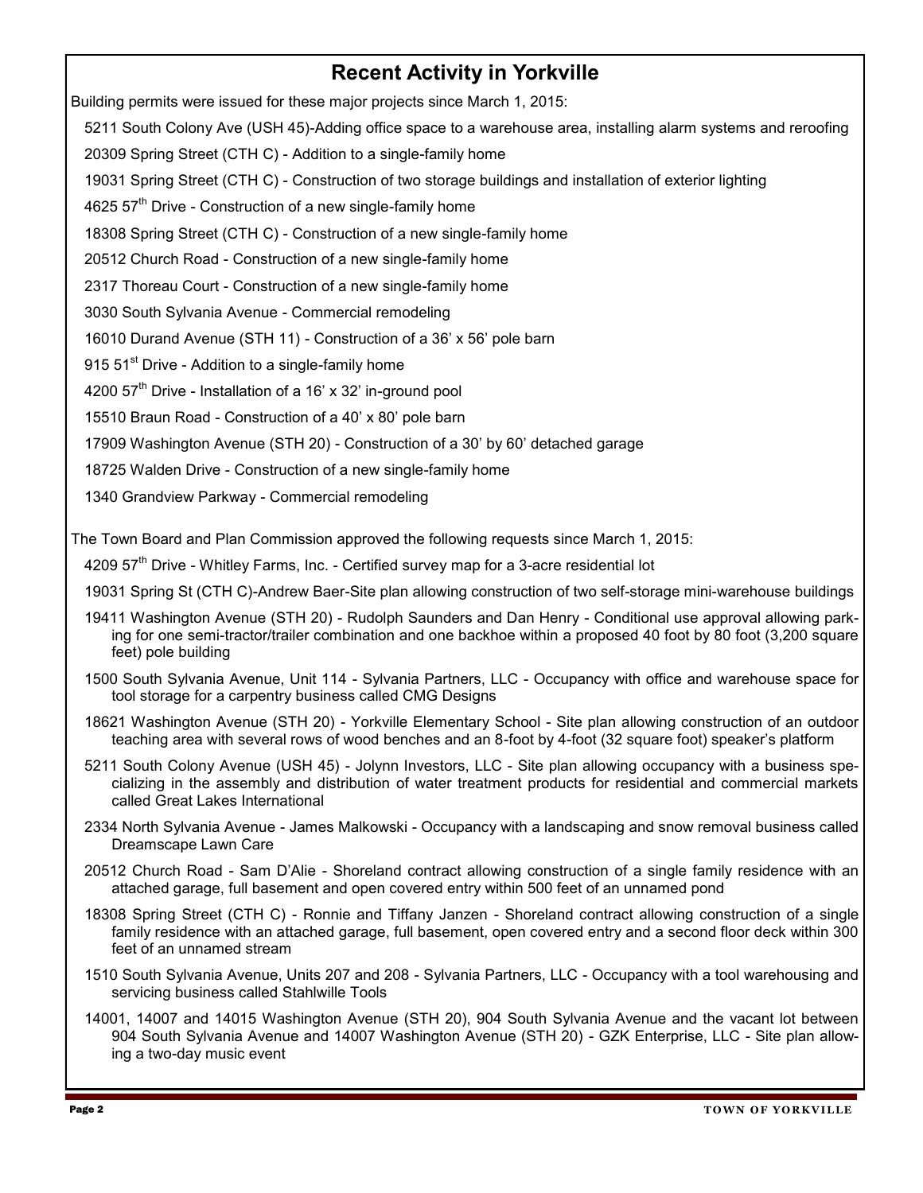## Recent Activity in Yorkville

Building permits were issued for these major projects since March 1, 2015:

- 5211 South Colony Ave (USH 45)-Adding office space to a warehouse area, installing alarm systems and reroofing
- 20309 Spring Street (CTH C) - Addition to a single-family home
- 19031 Spring Street (CTH C) - Construction of two storage buildings and installation of exterior lighting
- 4625 57th Drive - Construction of a new single-family home
- 18308 Spring Street (CTH C) - Construction of a new single-family home
- 20512 Church Road - Construction of a new single-family home
- 2317 Thoreau Court - Construction of a new single-family home
- 3030 South Sylvania Avenue - Commercial remodeling
- 16010 Durand Avenue (STH 11) - Construction of a 36' x 56' pole barn
- 915 51st Drive - Addition to a single-family home
- 4200 57th Drive - Installation of a 16' x 32' in-ground pool
- 15510 Braun Road - Construction of a 40' x 80' pole barn
- 17909 Washington Avenue (STH 20) - Construction of a 30' by 60' detached garage
- 18725 Walden Drive - Construction of a new single-family home
- 1340 Grandview Parkway - Commercial remodeling

The Town Board and Plan Commission approved the following requests since March 1, 2015:

- 4209 57th Drive - Whitley Farms, Inc. - Certified survey map for a 3-acre residential lot
- 19031 Spring St (CTH C)-Andrew Baer-Site plan allowing construction of two self-storage mini-warehouse buildings
- 19411 Washington Avenue (STH 20) - Rudolph Saunders and Dan Henry - Conditional use approval allowing parking for one semi-tractor/trailer combination and one backhoe within a proposed 40 foot by 80 foot (3,200 square feet) pole building
- 1500 South Sylvania Avenue, Unit 114 - Sylvania Partners, LLC - Occupancy with office and warehouse space for tool storage for a carpentry business called CMG Designs
- 18621 Washington Avenue (STH 20) - Yorkville Elementary School - Site plan allowing construction of an outdoor teaching area with several rows of wood benches and an 8-foot by 4-foot (32 square foot) speaker's platform
- 5211 South Colony Avenue (USH 45) - Jolynn Investors, LLC - Site plan allowing occupancy with a business specializing in the assembly and distribution of water treatment products for residential and commercial markets called Great Lakes International
- 2334 North Sylvania Avenue - James Malkowski - Occupancy with a landscaping and snow removal business called Dreamscape Lawn Care
- 20512 Church Road - Sam D'Alie - Shoreland contract allowing construction of a single family residence with an attached garage, full basement and open covered entry within 500 feet of an unnamed pond
- 18308 Spring Street (CTH C) - Ronnie and Tiffany Janzen - Shoreland contract allowing construction of a single family residence with an attached garage, full basement, open covered entry and a second floor deck within 300 feet of an unnamed stream
- 1510 South Sylvania Avenue, Units 207 and 208 - Sylvania Partners, LLC - Occupancy with a tool warehousing and servicing business called Stahlwille Tools
- 14001, 14007 and 14015 Washington Avenue (STH 20), 904 South Sylvania Avenue and the vacant lot between 904 South Sylvania Avenue and 14007 Washington Avenue (STH 20) - GZK Enterprise, LLC - Site plan allowing a two-day music event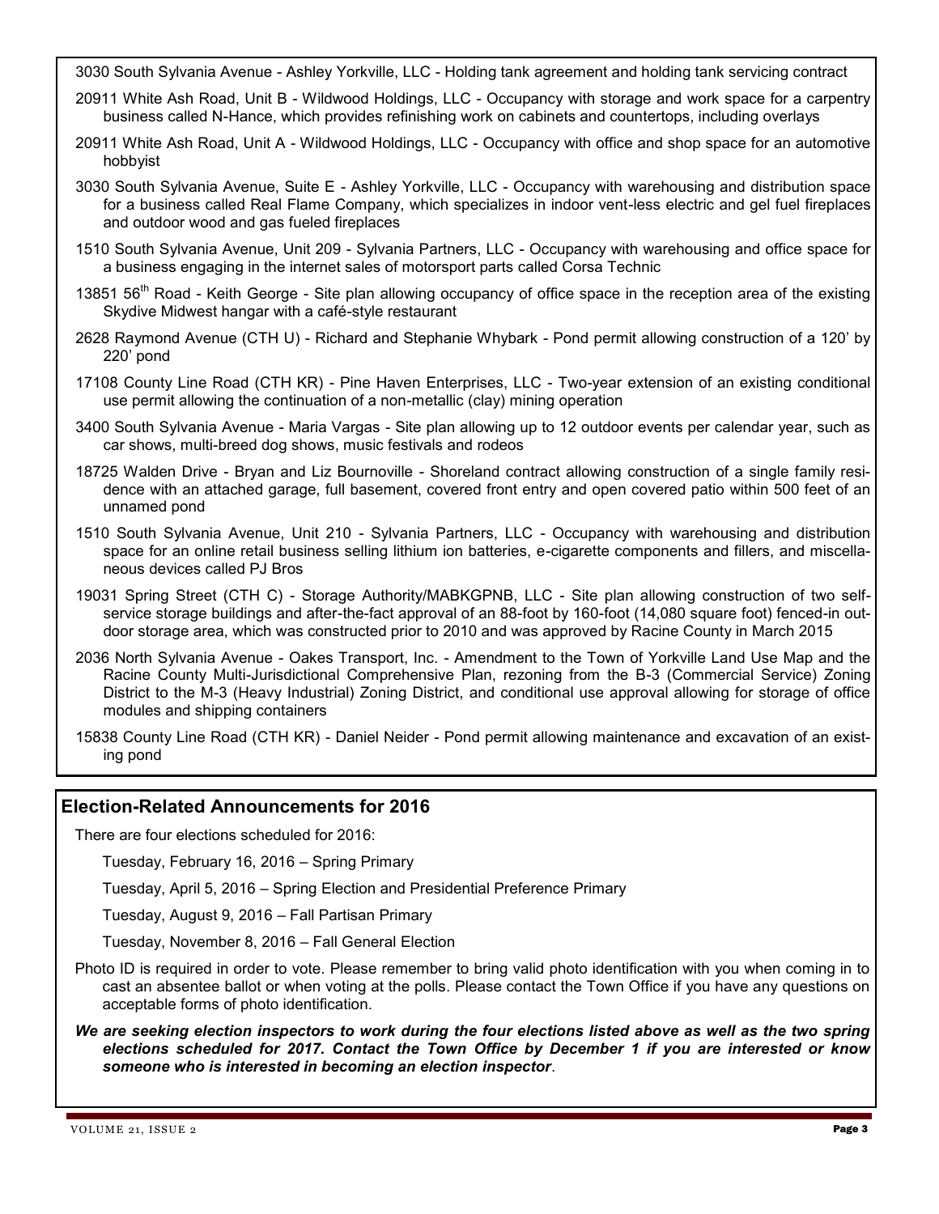3030 South Sylvania Avenue - Ashley Yorkville, LLC - Holding tank agreement and holding tank servicing contract

20911 White Ash Road, Unit B - Wildwood Holdings, LLC - Occupancy with storage and work space for a carpentry business called N-Hance, which provides refinishing work on cabinets and countertops, including overlays

20911 White Ash Road, Unit A - Wildwood Holdings, LLC - Occupancy with office and shop space for an automotive hobbyist

3030 South Sylvania Avenue, Suite E - Ashley Yorkville, LLC - Occupancy with warehousing and distribution space for a business called Real Flame Company, which specializes in indoor vent-less electric and gel fuel fireplaces and outdoor wood and gas fueled fireplaces

1510 South Sylvania Avenue, Unit 209 - Sylvania Partners, LLC - Occupancy with warehousing and office space for a business engaging in the internet sales of motorsport parts called Corsa Technic

13851 56th Road - Keith George - Site plan allowing occupancy of office space in the reception area of the existing Skydive Midwest hangar with a café-style restaurant

2628 Raymond Avenue (CTH U) - Richard and Stephanie Whybark - Pond permit allowing construction of a 120' by 220' pond

17108 County Line Road (CTH KR) - Pine Haven Enterprises, LLC - Two-year extension of an existing conditional use permit allowing the continuation of a non-metallic (clay) mining operation

3400 South Sylvania Avenue - Maria Vargas - Site plan allowing up to 12 outdoor events per calendar year, such as car shows, multi-breed dog shows, music festivals and rodeos

18725 Walden Drive - Bryan and Liz Bournoville - Shoreland contract allowing construction of a single family residence with an attached garage, full basement, covered front entry and open covered patio within 500 feet of an unnamed pond

1510 South Sylvania Avenue, Unit 210 - Sylvania Partners, LLC - Occupancy with warehousing and distribution space for an online retail business selling lithium ion batteries, e-cigarette components and fillers, and miscellaneous devices called PJ Bros

19031 Spring Street (CTH C) - Storage Authority/MABKGPNB, LLC - Site plan allowing construction of two self-service storage buildings and after-the-fact approval of an 88-foot by 160-foot (14,080 square foot) fenced-in outdoor storage area, which was constructed prior to 2010 and was approved by Racine County in March 2015

2036 North Sylvania Avenue - Oakes Transport, Inc. - Amendment to the Town of Yorkville Land Use Map and the Racine County Multi-Jurisdictional Comprehensive Plan, rezoning from the B-3 (Commercial Service) Zoning District to the M-3 (Heavy Industrial) Zoning District, and conditional use approval allowing for storage of office modules and shipping containers

15838 County Line Road (CTH KR) - Daniel Neider - Pond permit allowing maintenance and excavation of an existing pond

## Election-Related Announcements for 2016

There are four elections scheduled for 2016:

Tuesday, February 16, 2016 – Spring Primary

Tuesday, April 5, 2016 – Spring Election and Presidential Preference Primary

Tuesday, August 9, 2016 – Fall Partisan Primary

Tuesday, November 8, 2016 – Fall General Election

Photo ID is required in order to vote. Please remember to bring valid photo identification with you when coming in to cast an absentee ballot or when voting at the polls. Please contact the Town Office if you have any questions on acceptable forms of photo identification.

***We are seeking election inspectors to work during the four elections listed above as well as the two spring elections scheduled for 2017. Contact the Town Office by December 1 if you are interested or know someone who is interested in becoming an election inspector***.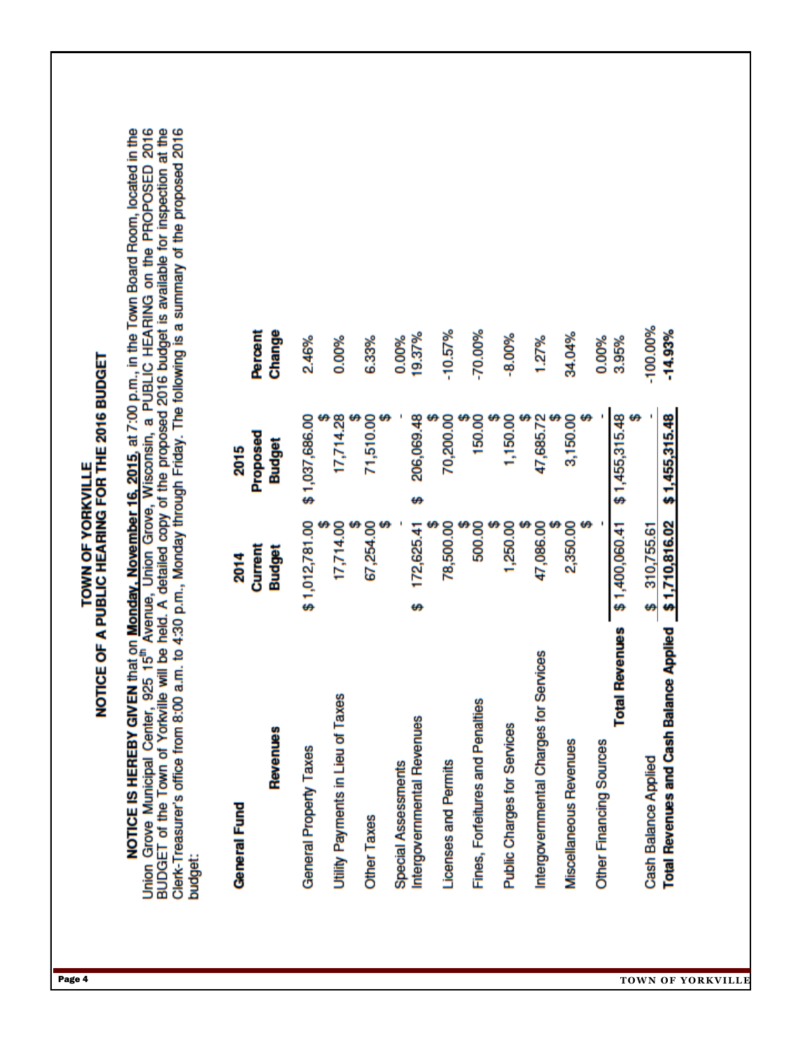# TOWN OF YORKVILLE

## NOTICE OF A PUBLIC HEARING FOR THE 2016 BUDGET

**NOTICE IS HEREBY GIVEN** that on **Monday, November 16, 2015**, at 7:00 p.m., in the Town Board Room, located in the Union Grove Municipal Center, 925 15th Avenue, Union Grove, Wisconsin, a PUBLIC HEARING on the PROPOSED 2016 BUDGET of the Town of Yorkville will be held. A detailed copy of the proposed 2016 budget is available for inspection at the Clerk-Treasurer's office from 8:00 a.m. to 4:30 p.m., Monday through Friday. The following is a summary of the proposed 2016 budget:

| **General Fund** Revenues | 2014 Current Budget | 2015 Proposed Budget | Percent Change |
|---|---|---|---|
| General Property Taxes | $ 1,012,781.00 | $ 1,037,686.00 | 2.46% |
| Utility Payments in Lieu of Taxes | $ 17,714.00 | $ 17,714.28 | 0.00% |
| Other Taxes | $ 67,254.00 | $ 71,510.00 | 6.33% |
| Special Assessments | $ - | $ - | 0.00% |
| Intergovernmental Revenues | $ 172,625.41 | $ 206,069.48 | 19.37% |
| Licenses and Permits | $ 78,500.00 | $ 70,200.00 | -10.57% |
| Fines, Forfeitures and Penalties | $ 500.00 | $ 150.00 | -70.00% |
| Public Charges for Services | $ 1,250.00 | $ 1,150.00 | -8.00% |
| Intergovernmental Charges for Services | $ 47,086.00 | $ 47,685.72 | 1.27% |
| Miscellaneous Revenues | $ 2,350.00 | $ 3,150.00 | 34.04% |
| Other Financing Sources | $ - | $ - | 0.00% |
| **Total Revenues** | $ 1,400,060.41 | $ 1,455,315.48 | 3.95% |
| Cash Balance Applied | $ 310,755.61 | $ - | -100.00% |
| **Total Revenues and Cash Balance Applied** | **$ 1,710,816.02** | **$ 1,455,315.48** | **-14.93%** |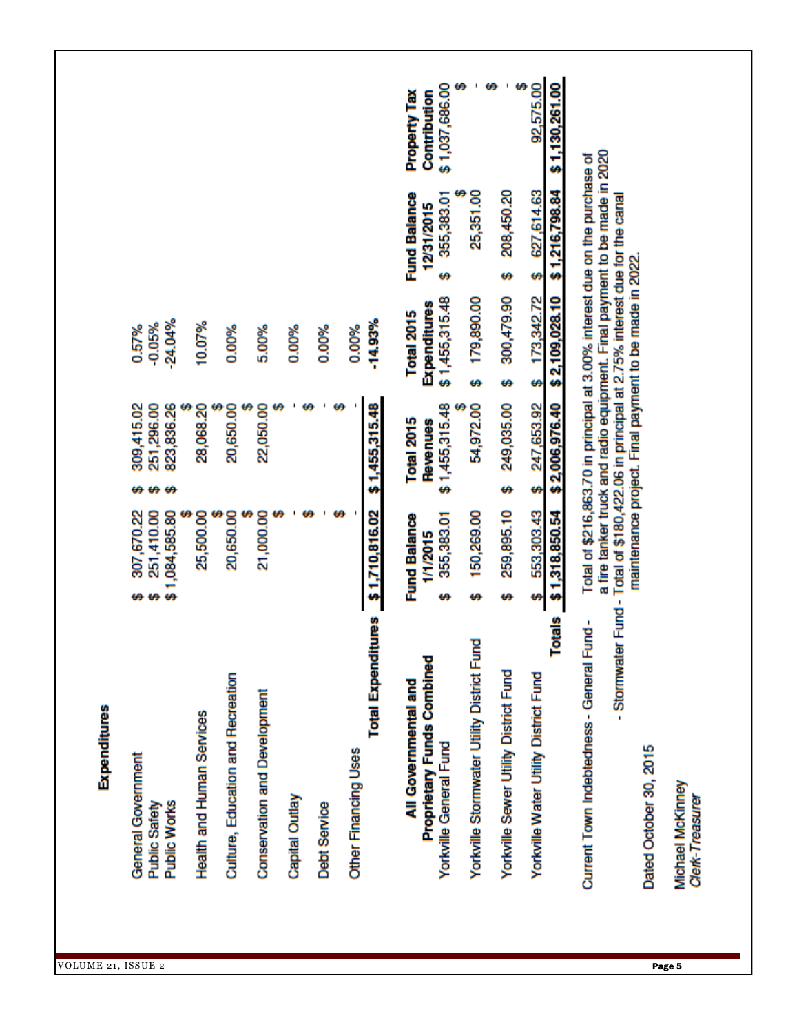## Expenditures

| | | | |
|---|---|---|---|
| General Government | $ 307,670.22 | $ 309,415.02 | 0.57% |
| Public Safety | $ 251,410.00 | $ 251,296.00 | -0.05% |
| Public Works | $ 1,084,585.80 | $ 823,836.26 | -24.04% |
| Health and Human Services | $ 25,500.00 | $ 28,068.20 | 10.07% |
| Culture, Education and Recreation | $ 20,650.00 | $ 20,650.00 | 0.00% |
| Conservation and Development | $ 21,000.00 | $ 22,050.00 | 5.00% |
| Capital Outlay | $ - | $ - | 0.00% |
| Debt Service | $ - | $ - | 0.00% |
| Other Financing Uses | $ - | $ - | 0.00% |
| **Total Expenditures** | **$ 1,710,816.02** | **$ 1,455,315.48** | **-14.93%** |

| All Governmental and Proprietary Funds Combined | Fund Balance 1/1/2015 | Total 2015 Revenues | Total 2015 Expenditures | Fund Balance 12/31/2015 | Property Tax Contribution |
|---|---|---|---|---|---|
| Yorkville General Fund | $ 355,383.01 | $ 1,455,315.48 | $ 1,455,315.48 | $ 355,383.01 | $ 1,037,686.00 |
| Yorkville Stormwater Utility District Fund | $ 150,269.00 | $ 54,972.00 | $ 179,890.00 | $ 25,351.00 | $ - |
| Yorkville Sewer Utility District Fund | $ 259,895.10 | $ 249,035.00 | $ 300,479.90 | $ 208,450.20 | $ - |
| Yorkville Water Utility District Fund | $ 553,303.43 | $ 247,653.92 | $ 173,342.72 | $ 627,614.63 | 92,575.00 |
| **Totals** | **$ 1,318,850.54** | **$ 2,006,976.40** | **$ 2,109,028.10** | **$ 1,216,798.84** | **$ 1,130,261.00** |

Current Town Indebtedness - General Fund - Total of $216,863.70 in principal at 3.00% interest due on the purchase of a fire tanker truck and radio equipment. Final payment to be made in 2020

- Stormwater Fund - Total of $180,422.06 in principal at 2.75% interest due for the canal maintenance project. Final payment to be made in 2022.

Dated October 30, 2015

Michael McKinney
*Clerk-Treasurer*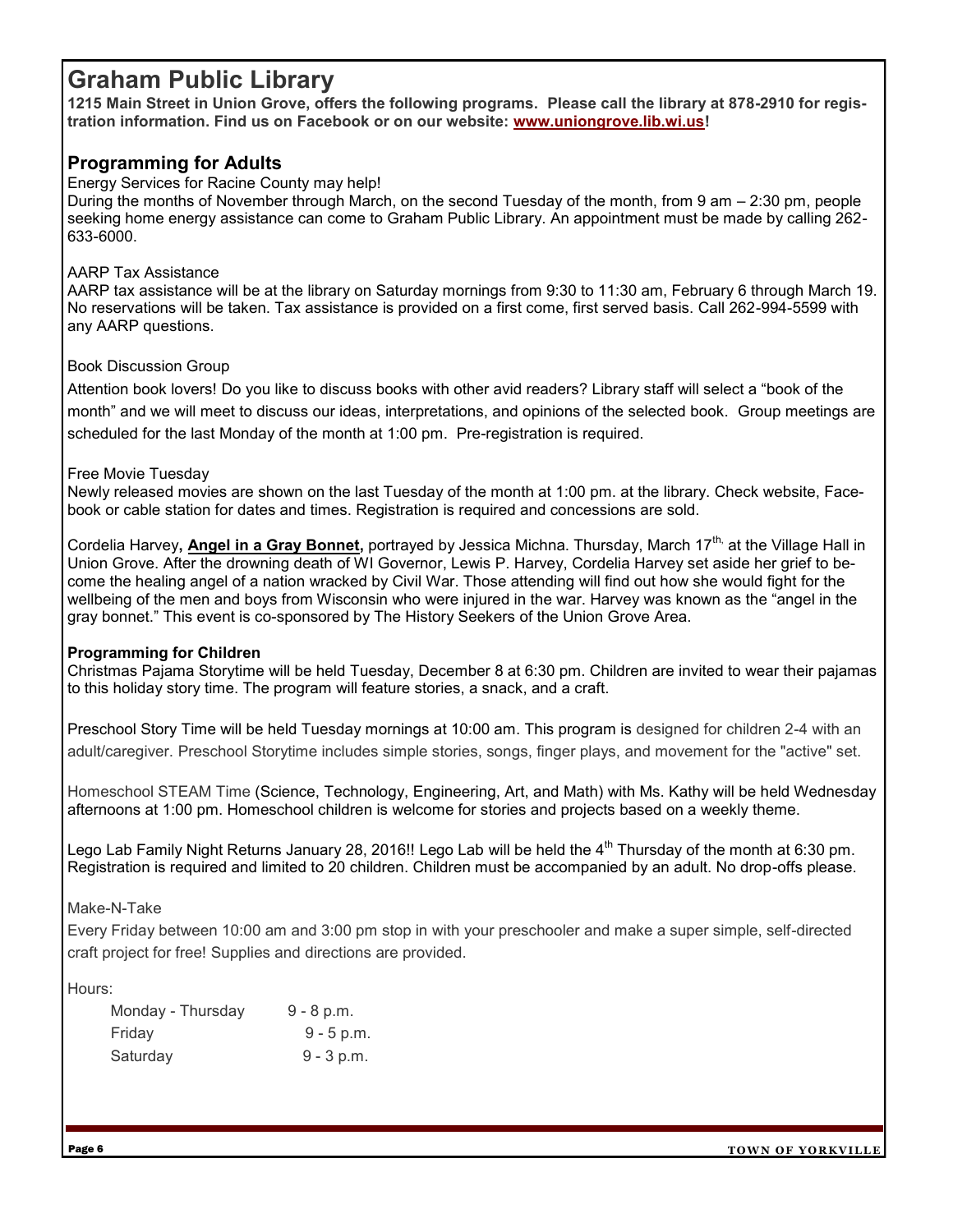# Graham Public Library

**1215 Main Street in Union Grove, offers the following programs. Please call the library at 878-2910 for registration information. Find us on Facebook or on our website: www.uniongrove.lib.wi.us!**

## Programming for Adults

Energy Services for Racine County may help!
During the months of November through March, on the second Tuesday of the month, from 9 am – 2:30 pm, people seeking home energy assistance can come to Graham Public Library. An appointment must be made by calling 262-633-6000.

AARP Tax Assistance
AARP tax assistance will be at the library on Saturday mornings from 9:30 to 11:30 am, February 6 through March 19. No reservations will be taken. Tax assistance is provided on a first come, first served basis. Call 262-994-5599 with any AARP questions.

Book Discussion Group

Attention book lovers! Do you like to discuss books with other avid readers? Library staff will select a "book of the month" and we will meet to discuss our ideas, interpretations, and opinions of the selected book. Group meetings are scheduled for the last Monday of the month at 1:00 pm. Pre-registration is required.

Free Movie Tuesday
Newly released movies are shown on the last Tuesday of the month at 1:00 pm. at the library. Check website, Facebook or cable station for dates and times. Registration is required and concessions are sold.

Cordelia Harvey**, Angel in a Gray Bonnet,** portrayed by Jessica Michna. Thursday, March 17th, at the Village Hall in Union Grove. After the drowning death of WI Governor, Lewis P. Harvey, Cordelia Harvey set aside her grief to become the healing angel of a nation wracked by Civil War. Those attending will find out how she would fight for the wellbeing of the men and boys from Wisconsin who were injured in the war. Harvey was known as the "angel in the gray bonnet." This event is co-sponsored by The History Seekers of the Union Grove Area.

**Programming for Children**

Christmas Pajama Storytime will be held Tuesday, December 8 at 6:30 pm. Children are invited to wear their pajamas to this holiday story time. The program will feature stories, a snack, and a craft.

Preschool Story Time will be held Tuesday mornings at 10:00 am. This program is designed for children 2-4 with an adult/caregiver. Preschool Storytime includes simple stories, songs, finger plays, and movement for the "active" set.

Homeschool STEAM Time (Science, Technology, Engineering, Art, and Math) with Ms. Kathy will be held Wednesday afternoons at 1:00 pm. Homeschool children is welcome for stories and projects based on a weekly theme.

Lego Lab Family Night Returns January 28, 2016!! Lego Lab will be held the 4th Thursday of the month at 6:30 pm. Registration is required and limited to 20 children. Children must be accompanied by an adult. No drop-offs please.

Make-N-Take

Every Friday between 10:00 am and 3:00 pm stop in with your preschooler and make a super simple, self-directed craft project for free! Supplies and directions are provided.

Hours:

| | |
|---|---|
| Monday - Thursday | 9 - 8 p.m. |
| Friday | 9 - 5 p.m. |
| Saturday | 9 - 3 p.m. |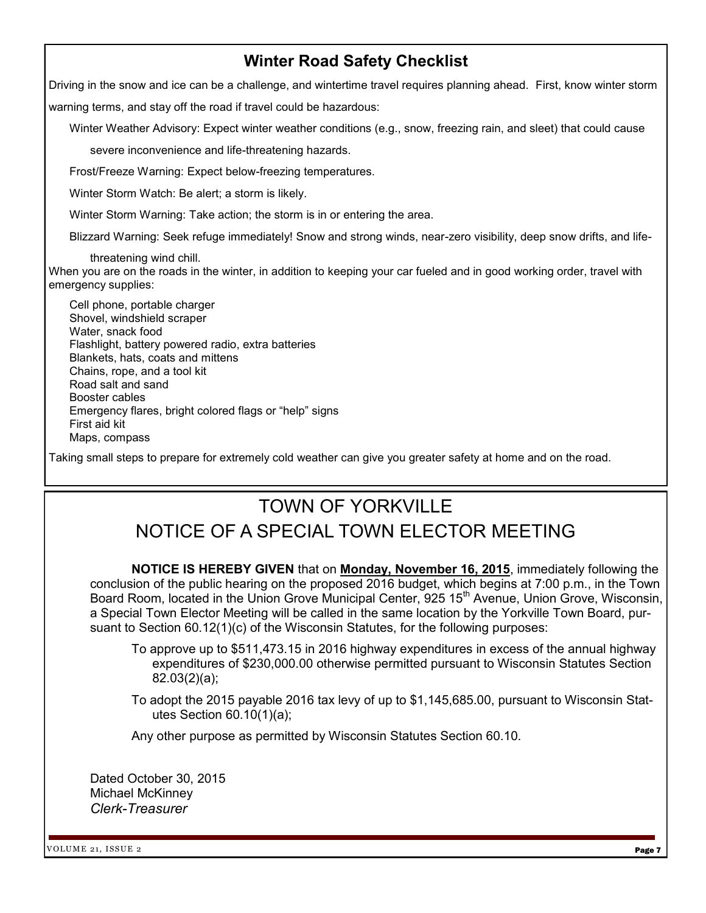## Winter Road Safety Checklist

Driving in the snow and ice can be a challenge, and wintertime travel requires planning ahead. First, know winter storm warning terms, and stay off the road if travel could be hazardous:

Winter Weather Advisory: Expect winter weather conditions (e.g., snow, freezing rain, and sleet) that could cause severe inconvenience and life-threatening hazards.

Frost/Freeze Warning: Expect below-freezing temperatures.

Winter Storm Watch: Be alert; a storm is likely.

Winter Storm Warning: Take action; the storm is in or entering the area.

Blizzard Warning: Seek refuge immediately! Snow and strong winds, near-zero visibility, deep snow drifts, and life-threatening wind chill.

When you are on the roads in the winter, in addition to keeping your car fueled and in good working order, travel with emergency supplies:

- Cell phone, portable charger
- Shovel, windshield scraper
- Water, snack food
- Flashlight, battery powered radio, extra batteries
- Blankets, hats, coats and mittens
- Chains, rope, and a tool kit
- Road salt and sand
- Booster cables
- Emergency flares, bright colored flags or "help" signs
- First aid kit
- Maps, compass

Taking small steps to prepare for extremely cold weather can give you greater safety at home and on the road.

## TOWN OF YORKVILLE
## NOTICE OF A SPECIAL TOWN ELECTOR MEETING

**NOTICE IS HEREBY GIVEN** that on **Monday, November 16, 2015**, immediately following the conclusion of the public hearing on the proposed 2016 budget, which begins at 7:00 p.m., in the Town Board Room, located in the Union Grove Municipal Center, 925 15th Avenue, Union Grove, Wisconsin, a Special Town Elector Meeting will be called in the same location by the Yorkville Town Board, pursuant to Section 60.12(1)(c) of the Wisconsin Statutes, for the following purposes:

To approve up to $511,473.15 in 2016 highway expenditures in excess of the annual highway expenditures of $230,000.00 otherwise permitted pursuant to Wisconsin Statutes Section 82.03(2)(a);

To adopt the 2015 payable 2016 tax levy of up to $1,145,685.00, pursuant to Wisconsin Statutes Section 60.10(1)(a);

Any other purpose as permitted by Wisconsin Statutes Section 60.10.

Dated October 30, 2015
Michael McKinney
*Clerk-Treasurer*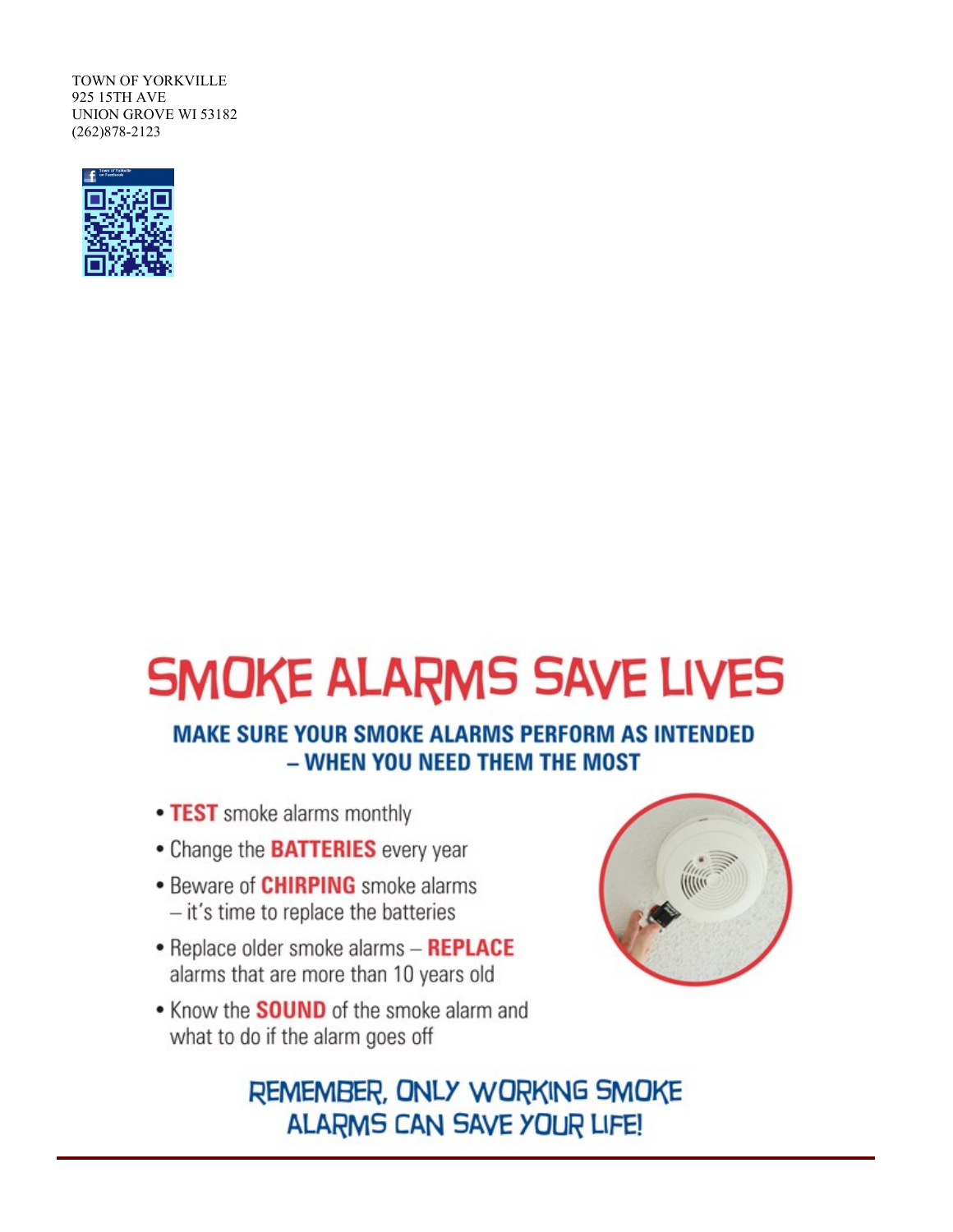TOWN OF YORKVILLE
925 15TH AVE
UNION GROVE WI 53182
(262)878-2123

# SMOKE ALARMS SAVE LIVES

## MAKE SURE YOUR SMOKE ALARMS PERFORM AS INTENDED – WHEN YOU NEED THEM THE MOST

- **TEST** smoke alarms monthly
- Change the **BATTERIES** every year
- Beware of **CHIRPING** smoke alarms – it's time to replace the batteries
- Replace older smoke alarms – **REPLACE** alarms that are more than 10 years old
- Know the **SOUND** of the smoke alarm and what to do if the alarm goes off

**REMEMBER, ONLY WORKING SMOKE ALARMS CAN SAVE YOUR LIFE!**